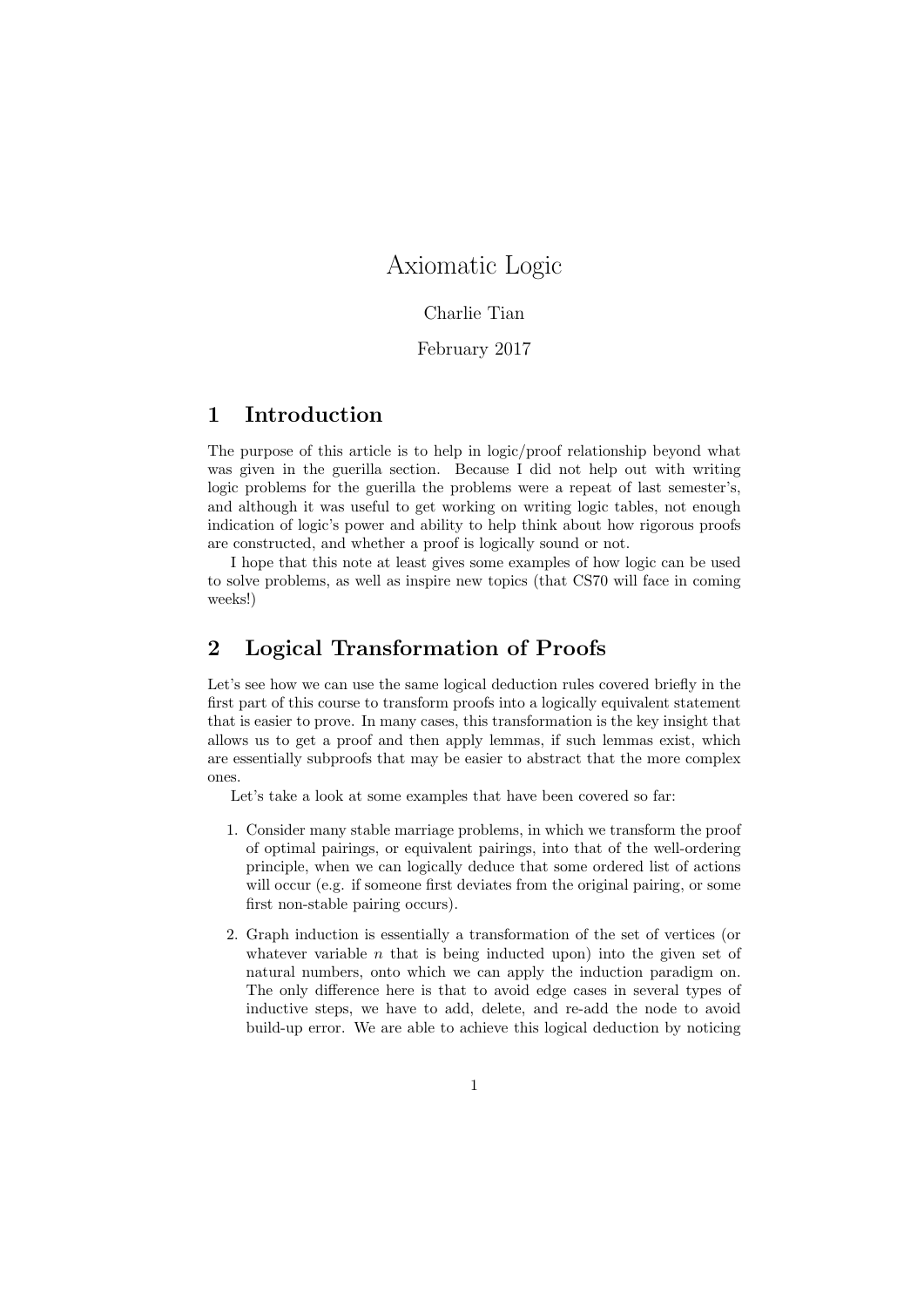# Axiomatic Logic

Charlie Tian

February 2017

## 1 Introduction

The purpose of this article is to help in logic/proof relationship beyond what was given in the guerilla section. Because I did not help out with writing logic problems for the guerilla the problems were a repeat of last semester's, and although it was useful to get working on writing logic tables, not enough indication of logic's power and ability to help think about how rigorous proofs are constructed, and whether a proof is logically sound or not.

I hope that this note at least gives some examples of how logic can be used to solve problems, as well as inspire new topics (that CS70 will face in coming weeks!)

## 2 Logical Transformation of Proofs

Let's see how we can use the same logical deduction rules covered briefly in the first part of this course to transform proofs into a logically equivalent statement that is easier to prove. In many cases, this transformation is the key insight that allows us to get a proof and then apply lemmas, if such lemmas exist, which are essentially subproofs that may be easier to abstract that the more complex ones.

Let's take a look at some examples that have been covered so far:

1. Consider many stable marriage problems, in which we transform the proof of optimal pairings, or equivalent pairings, into that of the well-ordering principle, when we can logically deduce that some ordered list of actions will occur (e.g. if someone first deviates from the original pairing, or some first non-stable pairing occurs).
2. Graph induction is essentially a transformation of the set of vertices (or whatever variable $n$ that is being inducted upon) into the given set of natural numbers, onto which we can apply the induction paradigm on. The only difference here is that to avoid edge cases in several types of inductive steps, we have to add, delete, and re-add the node to avoid build-up error. We are able to achieve this logical deduction by noticing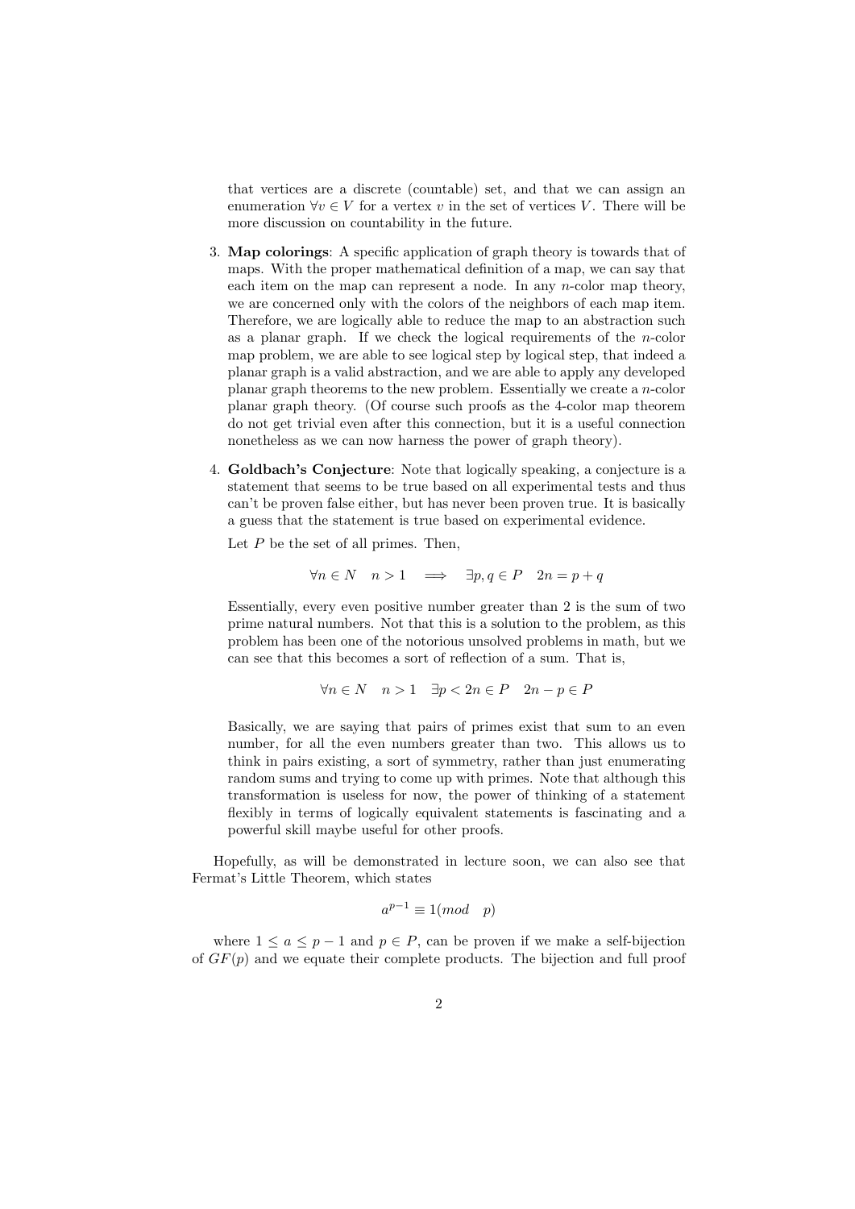that vertices are a discrete (countable) set, and that we can assign an enumeration $\forall v \in V$ for a vertex $v$ in the set of vertices $V$. There will be more discussion on countability in the future.

3. **Map colorings**: A specific application of graph theory is towards that of maps. With the proper mathematical definition of a map, we can say that each item on the map can represent a node. In any $n$-color map theory, we are concerned only with the colors of the neighbors of each map item. Therefore, we are logically able to reduce the map to an abstraction such as a planar graph. If we check the logical requirements of the $n$-color map problem, we are able to see logical step by logical step, that indeed a planar graph is a valid abstraction, and we are able to apply any developed planar graph theorems to the new problem. Essentially we create a $n$-color planar graph theory. (Of course such proofs as the 4-color map theorem do not get trivial even after this connection, but it is a useful connection nonetheless as we can now harness the power of graph theory).

4. **Goldbach's Conjecture**: Note that logically speaking, a conjecture is a statement that seems to be true based on all experimental tests and thus can't be proven false either, but has never been proven true. It is basically a guess that the statement is true based on experimental evidence.

   Let $P$ be the set of all primes. Then,

   $$\forall n \in N \quad n > 1 \quad \Longrightarrow \quad \exists p, q \in P \quad 2n = p + q$$

   Essentially, every even positive number greater than 2 is the sum of two prime natural numbers. Not that this is a solution to the problem, as this problem has been one of the notorious unsolved problems in math, but we can see that this becomes a sort of reflection of a sum. That is,

   $$\forall n \in N \quad n > 1 \quad \exists p < 2n \in P \quad 2n - p \in P$$

   Basically, we are saying that pairs of primes exist that sum to an even number, for all the even numbers greater than two. This allows us to think in pairs existing, a sort of symmetry, rather than just enumerating random sums and trying to come up with primes. Note that although this transformation is useless for now, the power of thinking of a statement flexibly in terms of logically equivalent statements is fascinating and a powerful skill maybe useful for other proofs.

Hopefully, as will be demonstrated in lecture soon, we can also see that Fermat's Little Theorem, which states

$$a^{p-1} \equiv 1 (mod \quad p)$$

where $1 \leq a \leq p-1$ and $p \in P$, can be proven if we make a self-bijection of $GF(p)$ and we equate their complete products. The bijection and full proof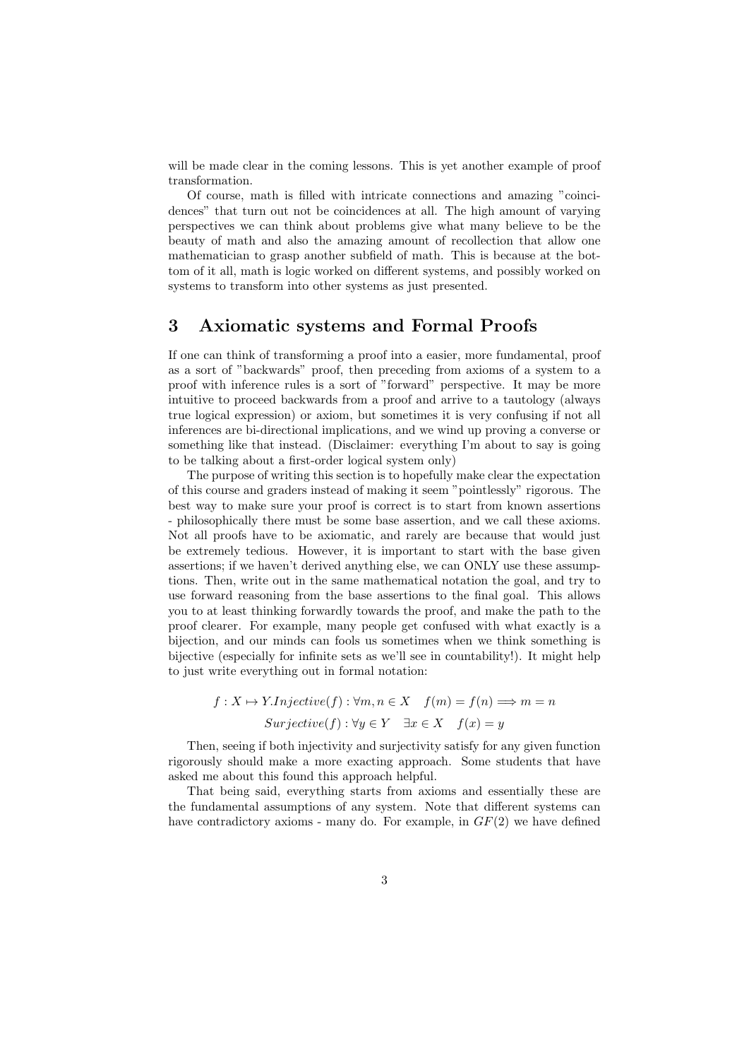will be made clear in the coming lessons. This is yet another example of proof transformation.

Of course, math is filled with intricate connections and amazing "coincidences" that turn out not be coincidences at all. The high amount of varying perspectives we can think about problems give what many believe to be the beauty of math and also the amazing amount of recollection that allow one mathematician to grasp another subfield of math. This is because at the bottom of it all, math is logic worked on different systems, and possibly worked on systems to transform into other systems as just presented.

## 3 Axiomatic systems and Formal Proofs

If one can think of transforming a proof into a easier, more fundamental, proof as a sort of "backwards" proof, then preceding from axioms of a system to a proof with inference rules is a sort of "forward" perspective. It may be more intuitive to proceed backwards from a proof and arrive to a tautology (always true logical expression) or axiom, but sometimes it is very confusing if not all inferences are bi-directional implications, and we wind up proving a converse or something like that instead. (Disclaimer: everything I'm about to say is going to be talking about a first-order logical system only)

The purpose of writing this section is to hopefully make clear the expectation of this course and graders instead of making it seem "pointlessly" rigorous. The best way to make sure your proof is correct is to start from known assertions - philosophically there must be some base assertion, and we call these axioms. Not all proofs have to be axiomatic, and rarely are because that would just be extremely tedious. However, it is important to start with the base given assertions; if we haven't derived anything else, we can ONLY use these assumptions. Then, write out in the same mathematical notation the goal, and try to use forward reasoning from the base assertions to the final goal. This allows you to at least thinking forwardly towards the proof, and make the path to the proof clearer. For example, many people get confused with what exactly is a bijection, and our minds can fools us sometimes when we think something is bijective (especially for infinite sets as we'll see in countability!). It might help to just write everything out in formal notation:

$$f : X \mapsto Y . Injective(f) : \forall m, n \in X \quad f(m) = f(n) \Longrightarrow m = n$$

$$Surjective(f) : \forall y \in Y \quad \exists x \in X \quad f(x) = y$$

Then, seeing if both injectivity and surjectivity satisfy for any given function rigorously should make a more exacting approach. Some students that have asked me about this found this approach helpful.

That being said, everything starts from axioms and essentially these are the fundamental assumptions of any system. Note that different systems can have contradictory axioms - many do. For example, in $GF(2)$ we have defined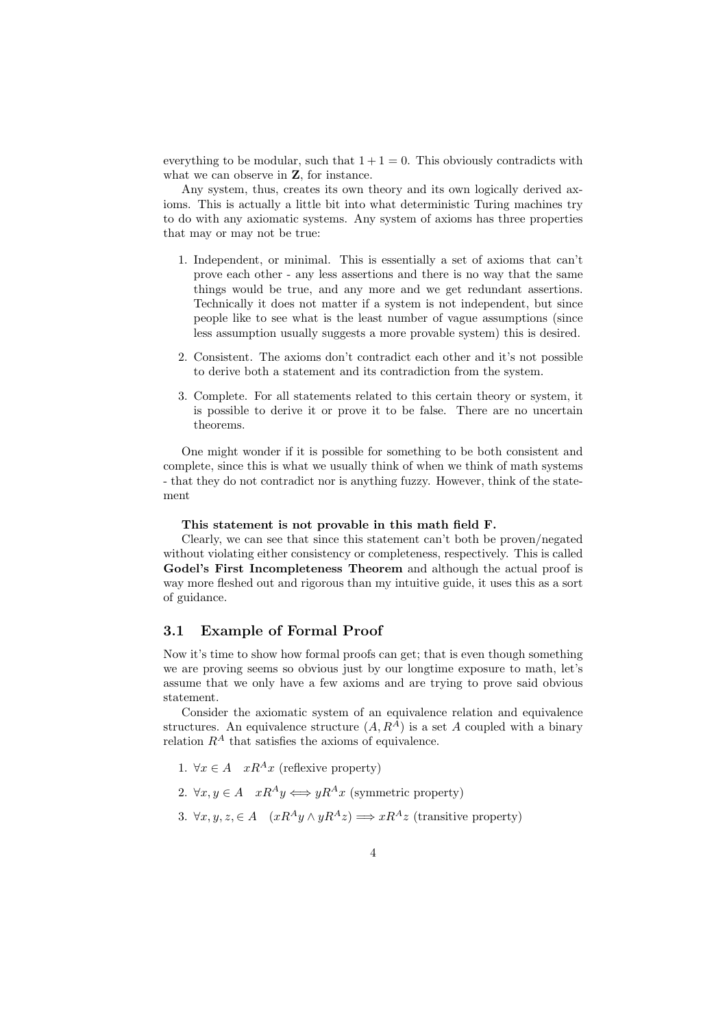everything to be modular, such that $1 + 1 = 0$. This obviously contradicts with what we can observe in $\mathbf{Z}$, for instance.

Any system, thus, creates its own theory and its own logically derived axioms. This is actually a little bit into what deterministic Turing machines try to do with any axiomatic systems. Any system of axioms has three properties that may or may not be true:

1. Independent, or minimal. This is essentially a set of axioms that can't prove each other - any less assertions and there is no way that the same things would be true, and any more and we get redundant assertions. Technically it does not matter if a system is not independent, but since people like to see what is the least number of vague assumptions (since less assumption usually suggests a more provable system) this is desired.

2. Consistent. The axioms don't contradict each other and it's not possible to derive both a statement and its contradiction from the system.

3. Complete. For all statements related to this certain theory or system, it is possible to derive it or prove it to be false. There are no uncertain theorems.

One might wonder if it is possible for something to be both consistent and complete, since this is what we usually think of when we think of math systems - that they do not contradict nor is anything fuzzy. However, think of the statement

**This statement is not provable in this math field F.**

Clearly, we can see that since this statement can't both be proven/negated without violating either consistency or completeness, respectively. This is called **Godel's First Incompleteness Theorem** and although the actual proof is way more fleshed out and rigorous than my intuitive guide, it uses this as a sort of guidance.

### 3.1 Example of Formal Proof

Now it's time to show how formal proofs can get; that is even though something we are proving seems so obvious just by our longtime exposure to math, let's assume that we only have a few axioms and are trying to prove said obvious statement.

Consider the axiomatic system of an equivalence relation and equivalence structures. An equivalence structure $(A, R^A)$ is a set $A$ coupled with a binary relation $R^A$ that satisfies the axioms of equivalence.

1. $\forall x \in A \quad xR^Ax$ (reflexive property)

2. $\forall x, y \in A \quad xR^Ay \Longleftrightarrow yR^Ax$ (symmetric property)

3. $\forall x, y, z, \in A \quad (xR^Ay \wedge yR^Az) \Longrightarrow xR^Az$ (transitive property)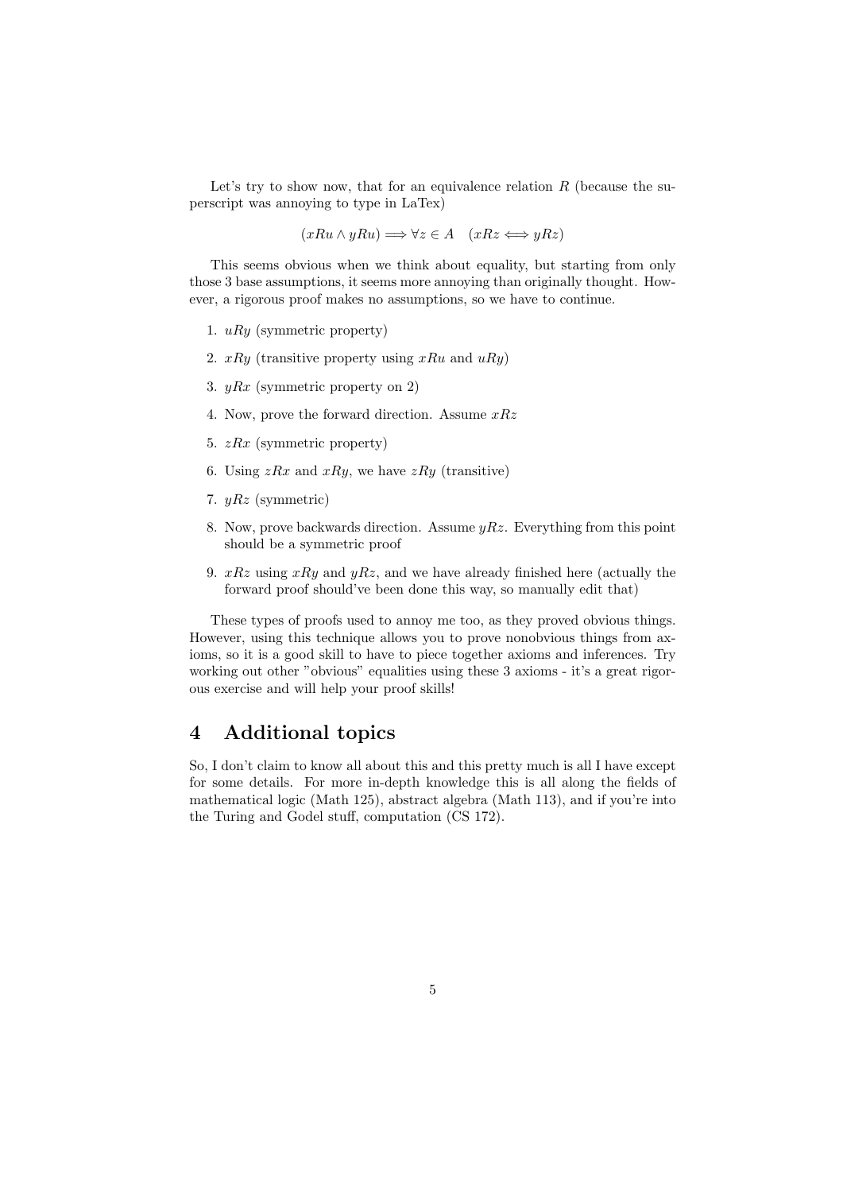Let's try to show now, that for an equivalence relation $R$ (because the superscript was annoying to type in LaTex)

$$(xRu \wedge yRu) \implies \forall z \in A \quad (xRz \iff yRz)$$

This seems obvious when we think about equality, but starting from only those 3 base assumptions, it seems more annoying than originally thought. However, a rigorous proof makes no assumptions, so we have to continue.

1. $uRy$ (symmetric property)
2. $xRy$ (transitive property using $xRu$ and $uRy$)
3. $yRx$ (symmetric property on 2)
4. Now, prove the forward direction. Assume $xRz$
5. $zRx$ (symmetric property)
6. Using $zRx$ and $xRy$, we have $zRy$ (transitive)
7. $yRz$ (symmetric)
8. Now, prove backwards direction. Assume $yRz$. Everything from this point should be a symmetric proof
9. $xRz$ using $xRy$ and $yRz$, and we have already finished here (actually the forward proof should've been done this way, so manually edit that)

These types of proofs used to annoy me too, as they proved obvious things. However, using this technique allows you to prove nonobvious things from axioms, so it is a good skill to have to piece together axioms and inferences. Try working out other "obvious" equalities using these 3 axioms - it's a great rigorous exercise and will help your proof skills!

## 4 Additional topics

So, I don't claim to know all about this and this pretty much is all I have except for some details. For more in-depth knowledge this is all along the fields of mathematical logic (Math 125), abstract algebra (Math 113), and if you're into the Turing and Godel stuff, computation (CS 172).